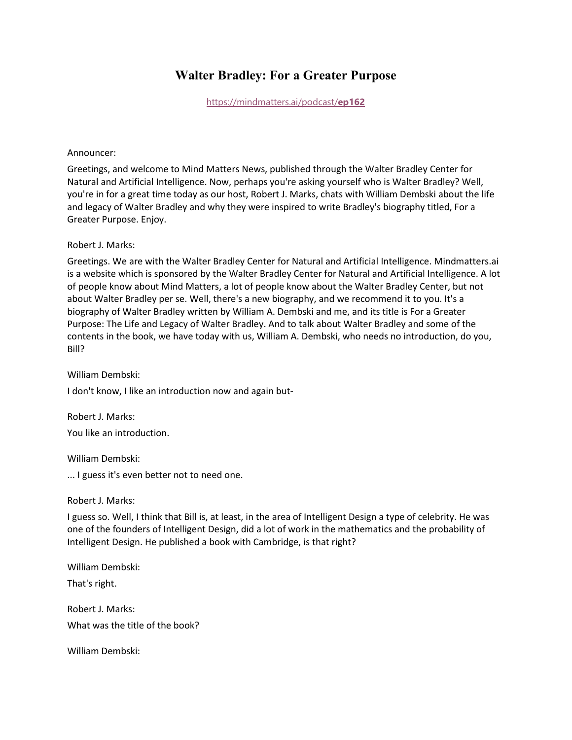# Walter Bradley: For a Greater Purpose

[https://mindmatters.ai/podcast/**ep162**](https://mindmatters.ai/podcast/ep162)

Announcer:

Greetings, and welcome to Mind Matters News, published through the Walter Bradley Center for Natural and Artificial Intelligence. Now, perhaps you're asking yourself who is Walter Bradley? Well, you're in for a great time today as our host, Robert J. Marks, chats with William Dembski about the life and legacy of Walter Bradley and why they were inspired to write Bradley's biography titled, For a Greater Purpose. Enjoy.

Robert J. Marks:

Greetings. We are with the Walter Bradley Center for Natural and Artificial Intelligence. Mindmatters.ai is a website which is sponsored by the Walter Bradley Center for Natural and Artificial Intelligence. A lot of people know about Mind Matters, a lot of people know about the Walter Bradley Center, but not about Walter Bradley per se. Well, there's a new biography, and we recommend it to you. It's a biography of Walter Bradley written by William A. Dembski and me, and its title is For a Greater Purpose: The Life and Legacy of Walter Bradley. And to talk about Walter Bradley and some of the contents in the book, we have today with us, William A. Dembski, who needs no introduction, do you, Bill?

William Dembski:

I don't know, I like an introduction now and again but-

Robert J. Marks:

You like an introduction.

William Dembski:

... I guess it's even better not to need one.

Robert J. Marks:

I guess so. Well, I think that Bill is, at least, in the area of Intelligent Design a type of celebrity. He was one of the founders of Intelligent Design, did a lot of work in the mathematics and the probability of Intelligent Design. He published a book with Cambridge, is that right?

William Dembski:

That's right.

Robert J. Marks:

What was the title of the book?

William Dembski: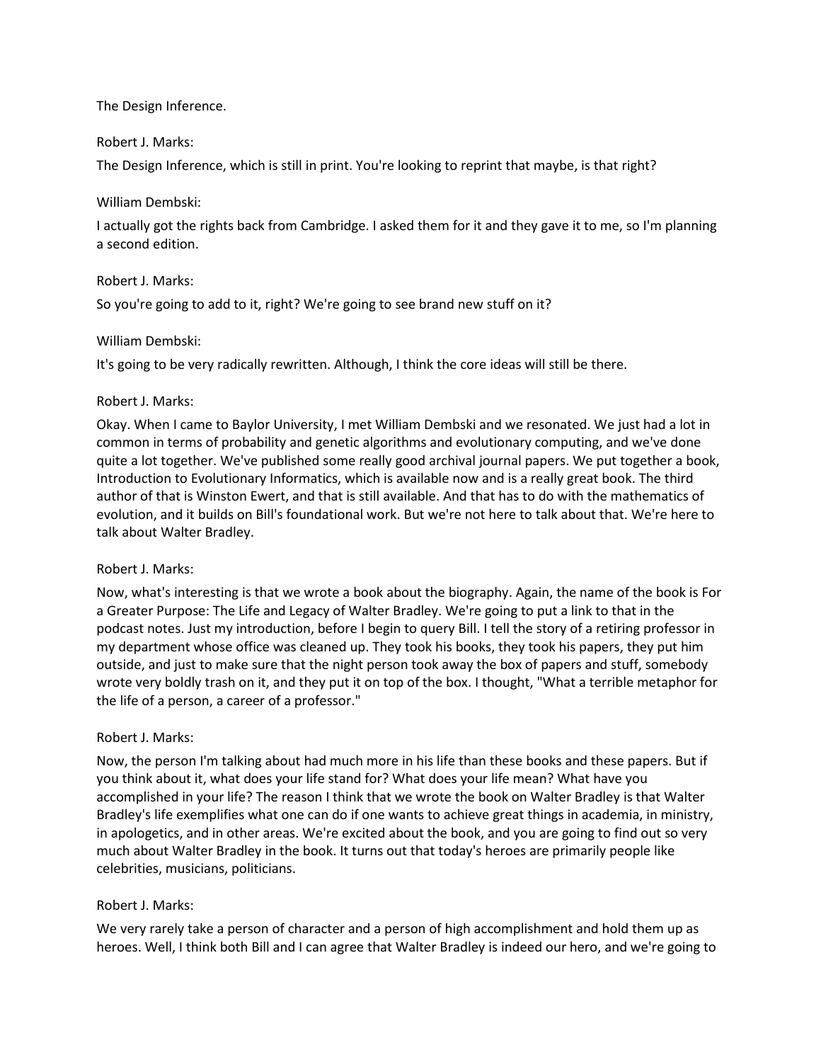The Design Inference.

Robert J. Marks:

The Design Inference, which is still in print. You're looking to reprint that maybe, is that right?

William Dembski:

I actually got the rights back from Cambridge. I asked them for it and they gave it to me, so I'm planning a second edition.

Robert J. Marks:

So you're going to add to it, right? We're going to see brand new stuff on it?

William Dembski:

It's going to be very radically rewritten. Although, I think the core ideas will still be there.

Robert J. Marks:

Okay. When I came to Baylor University, I met William Dembski and we resonated. We just had a lot in common in terms of probability and genetic algorithms and evolutionary computing, and we've done quite a lot together. We've published some really good archival journal papers. We put together a book, Introduction to Evolutionary Informatics, which is available now and is a really great book. The third author of that is Winston Ewert, and that is still available. And that has to do with the mathematics of evolution, and it builds on Bill's foundational work. But we're not here to talk about that. We're here to talk about Walter Bradley.

Robert J. Marks:

Now, what's interesting is that we wrote a book about the biography. Again, the name of the book is For a Greater Purpose: The Life and Legacy of Walter Bradley. We're going to put a link to that in the podcast notes. Just my introduction, before I begin to query Bill. I tell the story of a retiring professor in my department whose office was cleaned up. They took his books, they took his papers, they put him outside, and just to make sure that the night person took away the box of papers and stuff, somebody wrote very boldly trash on it, and they put it on top of the box. I thought, "What a terrible metaphor for the life of a person, a career of a professor."

Robert J. Marks:

Now, the person I'm talking about had much more in his life than these books and these papers. But if you think about it, what does your life stand for? What does your life mean? What have you accomplished in your life? The reason I think that we wrote the book on Walter Bradley is that Walter Bradley's life exemplifies what one can do if one wants to achieve great things in academia, in ministry, in apologetics, and in other areas. We're excited about the book, and you are going to find out so very much about Walter Bradley in the book. It turns out that today's heroes are primarily people like celebrities, musicians, politicians.

Robert J. Marks:

We very rarely take a person of character and a person of high accomplishment and hold them up as heroes. Well, I think both Bill and I can agree that Walter Bradley is indeed our hero, and we're going to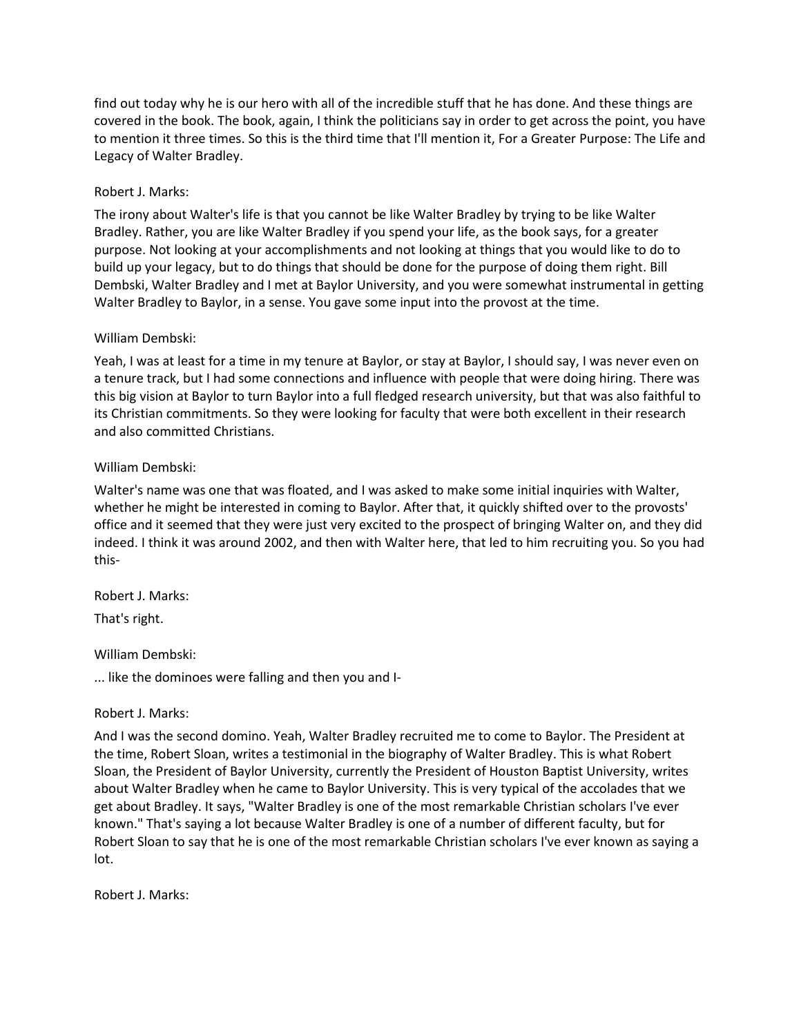find out today why he is our hero with all of the incredible stuff that he has done. And these things are covered in the book. The book, again, I think the politicians say in order to get across the point, you have to mention it three times. So this is the third time that I'll mention it, For a Greater Purpose: The Life and Legacy of Walter Bradley.

Robert J. Marks:

The irony about Walter's life is that you cannot be like Walter Bradley by trying to be like Walter Bradley. Rather, you are like Walter Bradley if you spend your life, as the book says, for a greater purpose. Not looking at your accomplishments and not looking at things that you would like to do to build up your legacy, but to do things that should be done for the purpose of doing them right. Bill Dembski, Walter Bradley and I met at Baylor University, and you were somewhat instrumental in getting Walter Bradley to Baylor, in a sense. You gave some input into the provost at the time.

William Dembski:

Yeah, I was at least for a time in my tenure at Baylor, or stay at Baylor, I should say, I was never even on a tenure track, but I had some connections and influence with people that were doing hiring. There was this big vision at Baylor to turn Baylor into a full fledged research university, but that was also faithful to its Christian commitments. So they were looking for faculty that were both excellent in their research and also committed Christians.

William Dembski:

Walter's name was one that was floated, and I was asked to make some initial inquiries with Walter, whether he might be interested in coming to Baylor. After that, it quickly shifted over to the provosts' office and it seemed that they were just very excited to the prospect of bringing Walter on, and they did indeed. I think it was around 2002, and then with Walter here, that led to him recruiting you. So you had this-

Robert J. Marks:

That's right.

William Dembski:

... like the dominoes were falling and then you and I-

Robert J. Marks:

And I was the second domino. Yeah, Walter Bradley recruited me to come to Baylor. The President at the time, Robert Sloan, writes a testimonial in the biography of Walter Bradley. This is what Robert Sloan, the President of Baylor University, currently the President of Houston Baptist University, writes about Walter Bradley when he came to Baylor University. This is very typical of the accolades that we get about Bradley. It says, "Walter Bradley is one of the most remarkable Christian scholars I've ever known." That's saying a lot because Walter Bradley is one of a number of different faculty, but for Robert Sloan to say that he is one of the most remarkable Christian scholars I've ever known as saying a lot.

Robert J. Marks: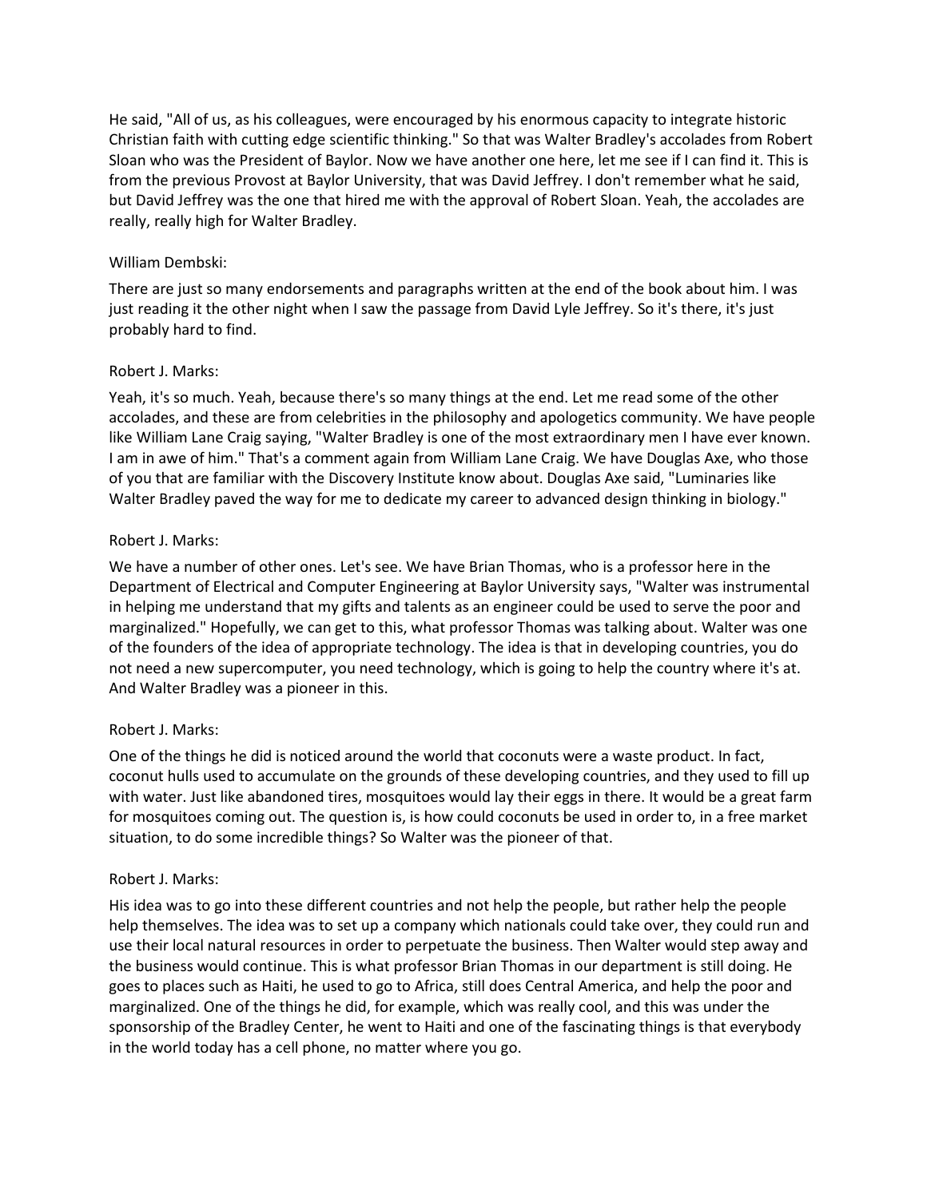He said, "All of us, as his colleagues, were encouraged by his enormous capacity to integrate historic Christian faith with cutting edge scientific thinking." So that was Walter Bradley's accolades from Robert Sloan who was the President of Baylor. Now we have another one here, let me see if I can find it. This is from the previous Provost at Baylor University, that was David Jeffrey. I don't remember what he said, but David Jeffrey was the one that hired me with the approval of Robert Sloan. Yeah, the accolades are really, really high for Walter Bradley.

William Dembski:

There are just so many endorsements and paragraphs written at the end of the book about him. I was just reading it the other night when I saw the passage from David Lyle Jeffrey. So it's there, it's just probably hard to find.

Robert J. Marks:

Yeah, it's so much. Yeah, because there's so many things at the end. Let me read some of the other accolades, and these are from celebrities in the philosophy and apologetics community. We have people like William Lane Craig saying, "Walter Bradley is one of the most extraordinary men I have ever known. I am in awe of him." That's a comment again from William Lane Craig. We have Douglas Axe, who those of you that are familiar with the Discovery Institute know about. Douglas Axe said, "Luminaries like Walter Bradley paved the way for me to dedicate my career to advanced design thinking in biology."

Robert J. Marks:

We have a number of other ones. Let's see. We have Brian Thomas, who is a professor here in the Department of Electrical and Computer Engineering at Baylor University says, "Walter was instrumental in helping me understand that my gifts and talents as an engineer could be used to serve the poor and marginalized." Hopefully, we can get to this, what professor Thomas was talking about. Walter was one of the founders of the idea of appropriate technology. The idea is that in developing countries, you do not need a new supercomputer, you need technology, which is going to help the country where it's at. And Walter Bradley was a pioneer in this.

Robert J. Marks:

One of the things he did is noticed around the world that coconuts were a waste product. In fact, coconut hulls used to accumulate on the grounds of these developing countries, and they used to fill up with water. Just like abandoned tires, mosquitoes would lay their eggs in there. It would be a great farm for mosquitoes coming out. The question is, is how could coconuts be used in order to, in a free market situation, to do some incredible things? So Walter was the pioneer of that.

Robert J. Marks:

His idea was to go into these different countries and not help the people, but rather help the people help themselves. The idea was to set up a company which nationals could take over, they could run and use their local natural resources in order to perpetuate the business. Then Walter would step away and the business would continue. This is what professor Brian Thomas in our department is still doing. He goes to places such as Haiti, he used to go to Africa, still does Central America, and help the poor and marginalized. One of the things he did, for example, which was really cool, and this was under the sponsorship of the Bradley Center, he went to Haiti and one of the fascinating things is that everybody in the world today has a cell phone, no matter where you go.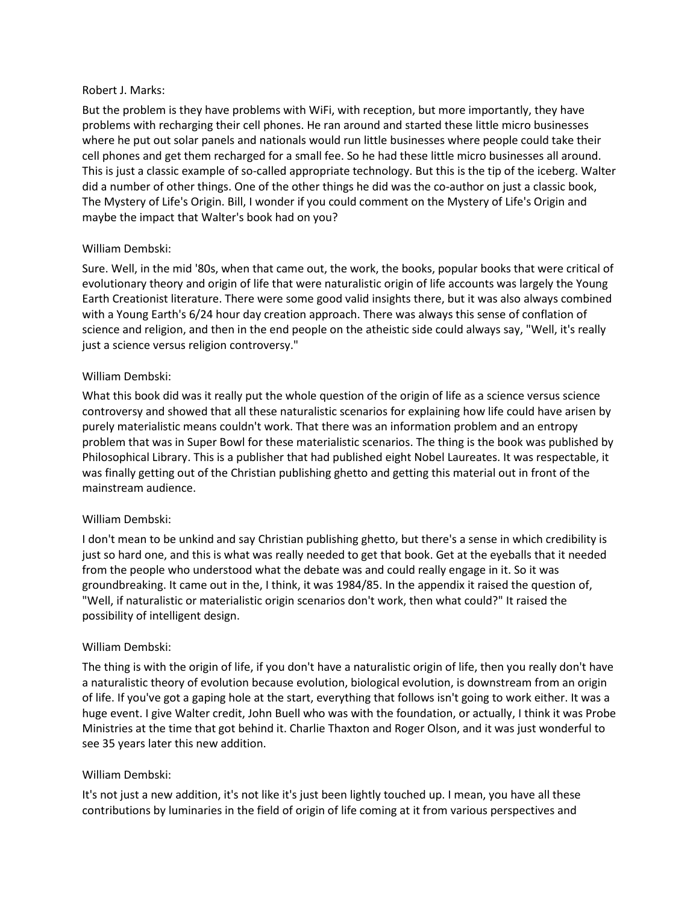Robert J. Marks:

But the problem is they have problems with WiFi, with reception, but more importantly, they have problems with recharging their cell phones. He ran around and started these little micro businesses where he put out solar panels and nationals would run little businesses where people could take their cell phones and get them recharged for a small fee. So he had these little micro businesses all around. This is just a classic example of so-called appropriate technology. But this is the tip of the iceberg. Walter did a number of other things. One of the other things he did was the co-author on just a classic book, The Mystery of Life's Origin. Bill, I wonder if you could comment on the Mystery of Life's Origin and maybe the impact that Walter's book had on you?

William Dembski:

Sure. Well, in the mid '80s, when that came out, the work, the books, popular books that were critical of evolutionary theory and origin of life that were naturalistic origin of life accounts was largely the Young Earth Creationist literature. There were some good valid insights there, but it was also always combined with a Young Earth's 6/24 hour day creation approach. There was always this sense of conflation of science and religion, and then in the end people on the atheistic side could always say, "Well, it's really just a science versus religion controversy."

William Dembski:

What this book did was it really put the whole question of the origin of life as a science versus science controversy and showed that all these naturalistic scenarios for explaining how life could have arisen by purely materialistic means couldn't work. That there was an information problem and an entropy problem that was in Super Bowl for these materialistic scenarios. The thing is the book was published by Philosophical Library. This is a publisher that had published eight Nobel Laureates. It was respectable, it was finally getting out of the Christian publishing ghetto and getting this material out in front of the mainstream audience.

William Dembski:

I don't mean to be unkind and say Christian publishing ghetto, but there's a sense in which credibility is just so hard one, and this is what was really needed to get that book. Get at the eyeballs that it needed from the people who understood what the debate was and could really engage in it. So it was groundbreaking. It came out in the, I think, it was 1984/85. In the appendix it raised the question of, "Well, if naturalistic or materialistic origin scenarios don't work, then what could?" It raised the possibility of intelligent design.

William Dembski:

The thing is with the origin of life, if you don't have a naturalistic origin of life, then you really don't have a naturalistic theory of evolution because evolution, biological evolution, is downstream from an origin of life. If you've got a gaping hole at the start, everything that follows isn't going to work either. It was a huge event. I give Walter credit, John Buell who was with the foundation, or actually, I think it was Probe Ministries at the time that got behind it. Charlie Thaxton and Roger Olson, and it was just wonderful to see 35 years later this new addition.

William Dembski:

It's not just a new addition, it's not like it's just been lightly touched up. I mean, you have all these contributions by luminaries in the field of origin of life coming at it from various perspectives and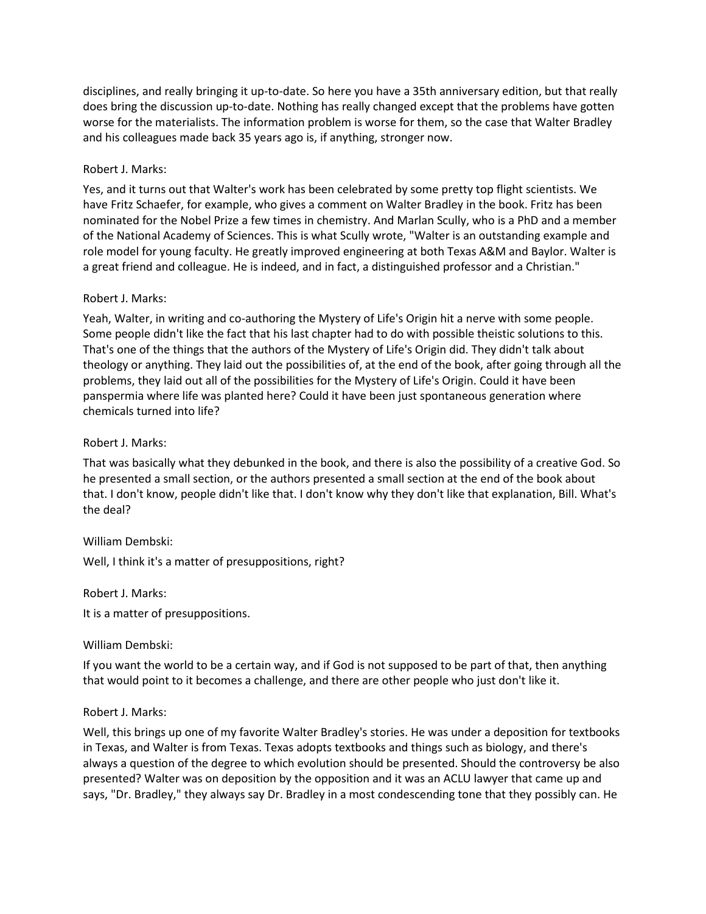disciplines, and really bringing it up-to-date. So here you have a 35th anniversary edition, but that really does bring the discussion up-to-date. Nothing has really changed except that the problems have gotten worse for the materialists. The information problem is worse for them, so the case that Walter Bradley and his colleagues made back 35 years ago is, if anything, stronger now.

Robert J. Marks:

Yes, and it turns out that Walter's work has been celebrated by some pretty top flight scientists. We have Fritz Schaefer, for example, who gives a comment on Walter Bradley in the book. Fritz has been nominated for the Nobel Prize a few times in chemistry. And Marlan Scully, who is a PhD and a member of the National Academy of Sciences. This is what Scully wrote, "Walter is an outstanding example and role model for young faculty. He greatly improved engineering at both Texas A&M and Baylor. Walter is a great friend and colleague. He is indeed, and in fact, a distinguished professor and a Christian."

Robert J. Marks:

Yeah, Walter, in writing and co-authoring the Mystery of Life's Origin hit a nerve with some people. Some people didn't like the fact that his last chapter had to do with possible theistic solutions to this. That's one of the things that the authors of the Mystery of Life's Origin did. They didn't talk about theology or anything. They laid out the possibilities of, at the end of the book, after going through all the problems, they laid out all of the possibilities for the Mystery of Life's Origin. Could it have been panspermia where life was planted here? Could it have been just spontaneous generation where chemicals turned into life?

Robert J. Marks:

That was basically what they debunked in the book, and there is also the possibility of a creative God. So he presented a small section, or the authors presented a small section at the end of the book about that. I don't know, people didn't like that. I don't know why they don't like that explanation, Bill. What's the deal?

William Dembski:

Well, I think it's a matter of presuppositions, right?

Robert J. Marks:

It is a matter of presuppositions.

William Dembski:

If you want the world to be a certain way, and if God is not supposed to be part of that, then anything that would point to it becomes a challenge, and there are other people who just don't like it.

Robert J. Marks:

Well, this brings up one of my favorite Walter Bradley's stories. He was under a deposition for textbooks in Texas, and Walter is from Texas. Texas adopts textbooks and things such as biology, and there's always a question of the degree to which evolution should be presented. Should the controversy be also presented? Walter was on deposition by the opposition and it was an ACLU lawyer that came up and says, "Dr. Bradley," they always say Dr. Bradley in a most condescending tone that they possibly can. He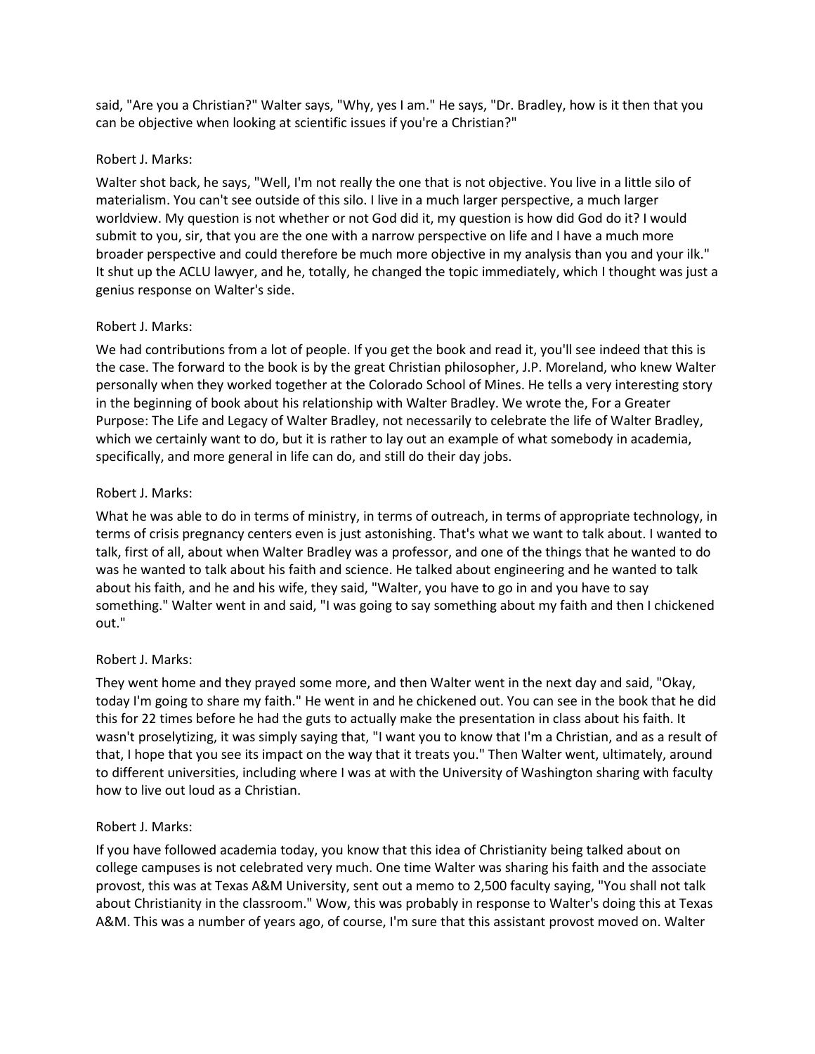said, "Are you a Christian?" Walter says, "Why, yes I am." He says, "Dr. Bradley, how is it then that you can be objective when looking at scientific issues if you're a Christian?"

Robert J. Marks:

Walter shot back, he says, "Well, I'm not really the one that is not objective. You live in a little silo of materialism. You can't see outside of this silo. I live in a much larger perspective, a much larger worldview. My question is not whether or not God did it, my question is how did God do it? I would submit to you, sir, that you are the one with a narrow perspective on life and I have a much more broader perspective and could therefore be much more objective in my analysis than you and your ilk." It shut up the ACLU lawyer, and he, totally, he changed the topic immediately, which I thought was just a genius response on Walter's side.

Robert J. Marks:

We had contributions from a lot of people. If you get the book and read it, you'll see indeed that this is the case. The forward to the book is by the great Christian philosopher, J.P. Moreland, who knew Walter personally when they worked together at the Colorado School of Mines. He tells a very interesting story in the beginning of book about his relationship with Walter Bradley. We wrote the, For a Greater Purpose: The Life and Legacy of Walter Bradley, not necessarily to celebrate the life of Walter Bradley, which we certainly want to do, but it is rather to lay out an example of what somebody in academia, specifically, and more general in life can do, and still do their day jobs.

Robert J. Marks:

What he was able to do in terms of ministry, in terms of outreach, in terms of appropriate technology, in terms of crisis pregnancy centers even is just astonishing. That's what we want to talk about. I wanted to talk, first of all, about when Walter Bradley was a professor, and one of the things that he wanted to do was he wanted to talk about his faith and science. He talked about engineering and he wanted to talk about his faith, and he and his wife, they said, "Walter, you have to go in and you have to say something." Walter went in and said, "I was going to say something about my faith and then I chickened out."

Robert J. Marks:

They went home and they prayed some more, and then Walter went in the next day and said, "Okay, today I'm going to share my faith." He went in and he chickened out. You can see in the book that he did this for 22 times before he had the guts to actually make the presentation in class about his faith. It wasn't proselytizing, it was simply saying that, "I want you to know that I'm a Christian, and as a result of that, I hope that you see its impact on the way that it treats you." Then Walter went, ultimately, around to different universities, including where I was at with the University of Washington sharing with faculty how to live out loud as a Christian.

Robert J. Marks:

If you have followed academia today, you know that this idea of Christianity being talked about on college campuses is not celebrated very much. One time Walter was sharing his faith and the associate provost, this was at Texas A&M University, sent out a memo to 2,500 faculty saying, "You shall not talk about Christianity in the classroom." Wow, this was probably in response to Walter's doing this at Texas A&M. This was a number of years ago, of course, I'm sure that this assistant provost moved on. Walter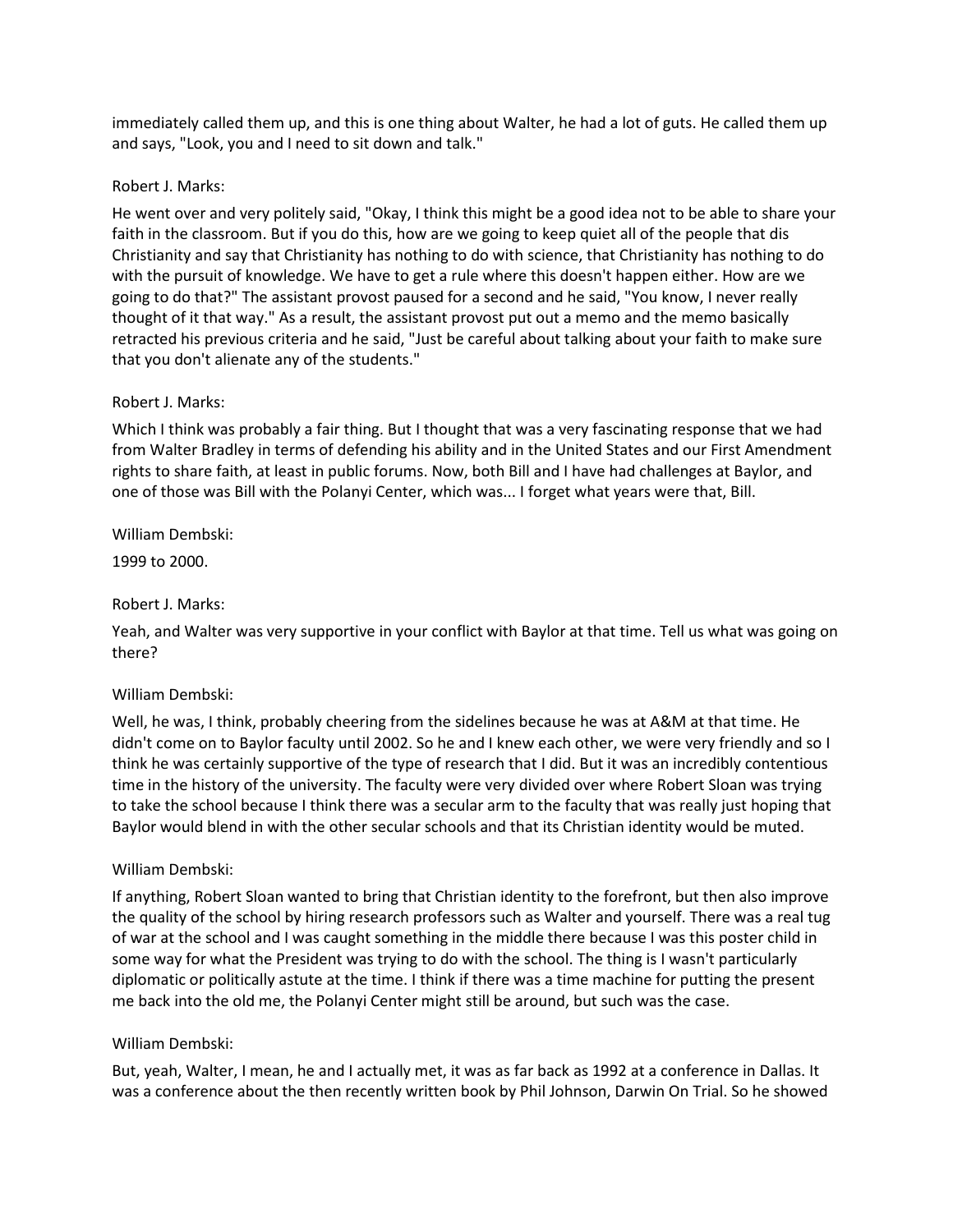immediately called them up, and this is one thing about Walter, he had a lot of guts. He called them up and says, "Look, you and I need to sit down and talk."

Robert J. Marks:

He went over and very politely said, "Okay, I think this might be a good idea not to be able to share your faith in the classroom. But if you do this, how are we going to keep quiet all of the people that dis Christianity and say that Christianity has nothing to do with science, that Christianity has nothing to do with the pursuit of knowledge. We have to get a rule where this doesn't happen either. How are we going to do that?" The assistant provost paused for a second and he said, "You know, I never really thought of it that way." As a result, the assistant provost put out a memo and the memo basically retracted his previous criteria and he said, "Just be careful about talking about your faith to make sure that you don't alienate any of the students."

Robert J. Marks:

Which I think was probably a fair thing. But I thought that was a very fascinating response that we had from Walter Bradley in terms of defending his ability and in the United States and our First Amendment rights to share faith, at least in public forums. Now, both Bill and I have had challenges at Baylor, and one of those was Bill with the Polanyi Center, which was... I forget what years were that, Bill.

William Dembski:

1999 to 2000.

Robert J. Marks:

Yeah, and Walter was very supportive in your conflict with Baylor at that time. Tell us what was going on there?

William Dembski:

Well, he was, I think, probably cheering from the sidelines because he was at A&M at that time. He didn't come on to Baylor faculty until 2002. So he and I knew each other, we were very friendly and so I think he was certainly supportive of the type of research that I did. But it was an incredibly contentious time in the history of the university. The faculty were very divided over where Robert Sloan was trying to take the school because I think there was a secular arm to the faculty that was really just hoping that Baylor would blend in with the other secular schools and that its Christian identity would be muted.

William Dembski:

If anything, Robert Sloan wanted to bring that Christian identity to the forefront, but then also improve the quality of the school by hiring research professors such as Walter and yourself. There was a real tug of war at the school and I was caught something in the middle there because I was this poster child in some way for what the President was trying to do with the school. The thing is I wasn't particularly diplomatic or politically astute at the time. I think if there was a time machine for putting the present me back into the old me, the Polanyi Center might still be around, but such was the case.

William Dembski:

But, yeah, Walter, I mean, he and I actually met, it was as far back as 1992 at a conference in Dallas. It was a conference about the then recently written book by Phil Johnson, Darwin On Trial. So he showed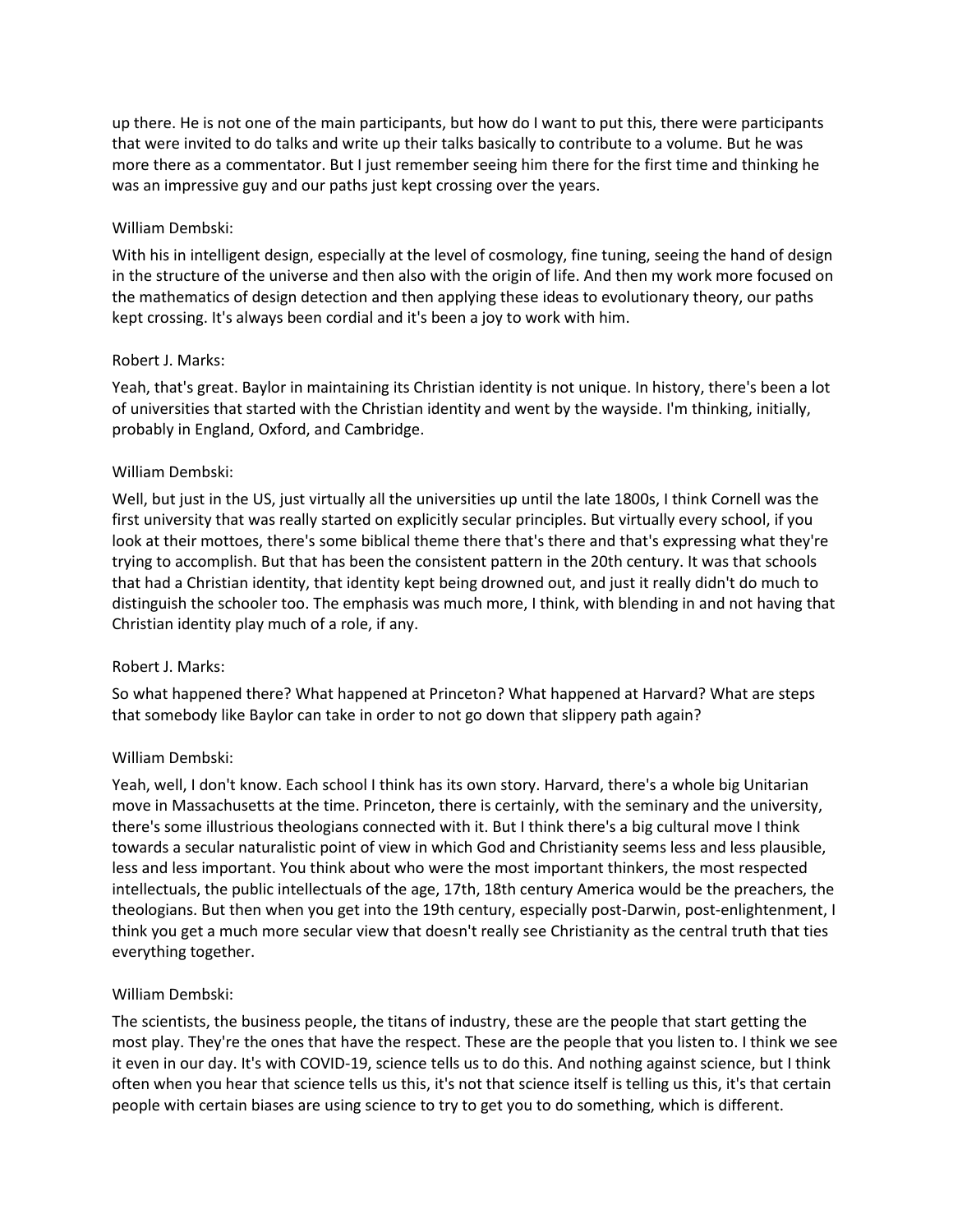up there. He is not one of the main participants, but how do I want to put this, there were participants that were invited to do talks and write up their talks basically to contribute to a volume. But he was more there as a commentator. But I just remember seeing him there for the first time and thinking he was an impressive guy and our paths just kept crossing over the years.

William Dembski:

With his in intelligent design, especially at the level of cosmology, fine tuning, seeing the hand of design in the structure of the universe and then also with the origin of life. And then my work more focused on the mathematics of design detection and then applying these ideas to evolutionary theory, our paths kept crossing. It's always been cordial and it's been a joy to work with him.

Robert J. Marks:

Yeah, that's great. Baylor in maintaining its Christian identity is not unique. In history, there's been a lot of universities that started with the Christian identity and went by the wayside. I'm thinking, initially, probably in England, Oxford, and Cambridge.

William Dembski:

Well, but just in the US, just virtually all the universities up until the late 1800s, I think Cornell was the first university that was really started on explicitly secular principles. But virtually every school, if you look at their mottoes, there's some biblical theme there that's there and that's expressing what they're trying to accomplish. But that has been the consistent pattern in the 20th century. It was that schools that had a Christian identity, that identity kept being drowned out, and just it really didn't do much to distinguish the schooler too. The emphasis was much more, I think, with blending in and not having that Christian identity play much of a role, if any.

Robert J. Marks:

So what happened there? What happened at Princeton? What happened at Harvard? What are steps that somebody like Baylor can take in order to not go down that slippery path again?

William Dembski:

Yeah, well, I don't know. Each school I think has its own story. Harvard, there's a whole big Unitarian move in Massachusetts at the time. Princeton, there is certainly, with the seminary and the university, there's some illustrious theologians connected with it. But I think there's a big cultural move I think towards a secular naturalistic point of view in which God and Christianity seems less and less plausible, less and less important. You think about who were the most important thinkers, the most respected intellectuals, the public intellectuals of the age, 17th, 18th century America would be the preachers, the theologians. But then when you get into the 19th century, especially post-Darwin, post-enlightenment, I think you get a much more secular view that doesn't really see Christianity as the central truth that ties everything together.

William Dembski:

The scientists, the business people, the titans of industry, these are the people that start getting the most play. They're the ones that have the respect. These are the people that you listen to. I think we see it even in our day. It's with COVID-19, science tells us to do this. And nothing against science, but I think often when you hear that science tells us this, it's not that science itself is telling us this, it's that certain people with certain biases are using science to try to get you to do something, which is different.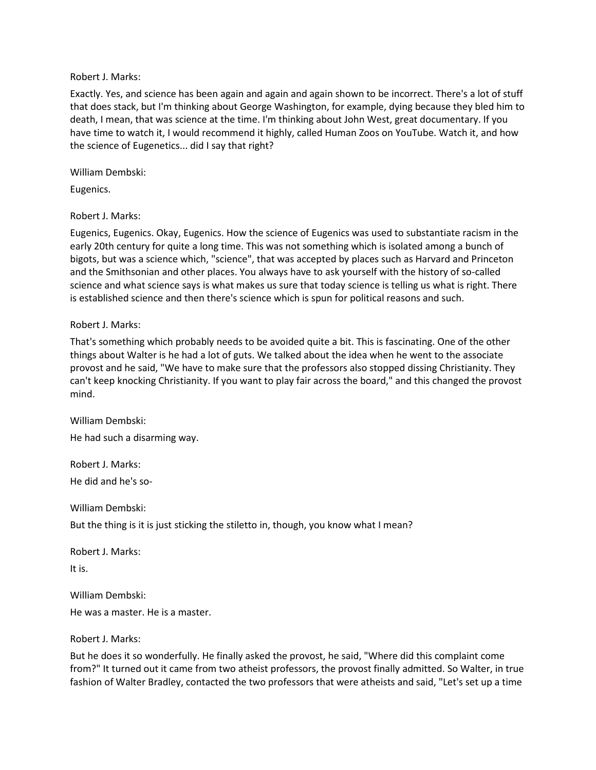Robert J. Marks:

Exactly. Yes, and science has been again and again and again shown to be incorrect. There's a lot of stuff that does stack, but I'm thinking about George Washington, for example, dying because they bled him to death, I mean, that was science at the time. I'm thinking about John West, great documentary. If you have time to watch it, I would recommend it highly, called Human Zoos on YouTube. Watch it, and how the science of Eugenetics... did I say that right?

William Dembski:

Eugenics.

Robert J. Marks:

Eugenics, Eugenics. Okay, Eugenics. How the science of Eugenics was used to substantiate racism in the early 20th century for quite a long time. This was not something which is isolated among a bunch of bigots, but was a science which, "science", that was accepted by places such as Harvard and Princeton and the Smithsonian and other places. You always have to ask yourself with the history of so-called science and what science says is what makes us sure that today science is telling us what is right. There is established science and then there's science which is spun for political reasons and such.

Robert J. Marks:

That's something which probably needs to be avoided quite a bit. This is fascinating. One of the other things about Walter is he had a lot of guts. We talked about the idea when he went to the associate provost and he said, "We have to make sure that the professors also stopped dissing Christianity. They can't keep knocking Christianity. If you want to play fair across the board," and this changed the provost mind.

William Dembski:

He had such a disarming way.

Robert J. Marks:

He did and he's so-

William Dembski:

But the thing is it is just sticking the stiletto in, though, you know what I mean?

Robert J. Marks:

It is.

William Dembski:

He was a master. He is a master.

Robert J. Marks:

But he does it so wonderfully. He finally asked the provost, he said, "Where did this complaint come from?" It turned out it came from two atheist professors, the provost finally admitted. So Walter, in true fashion of Walter Bradley, contacted the two professors that were atheists and said, "Let's set up a time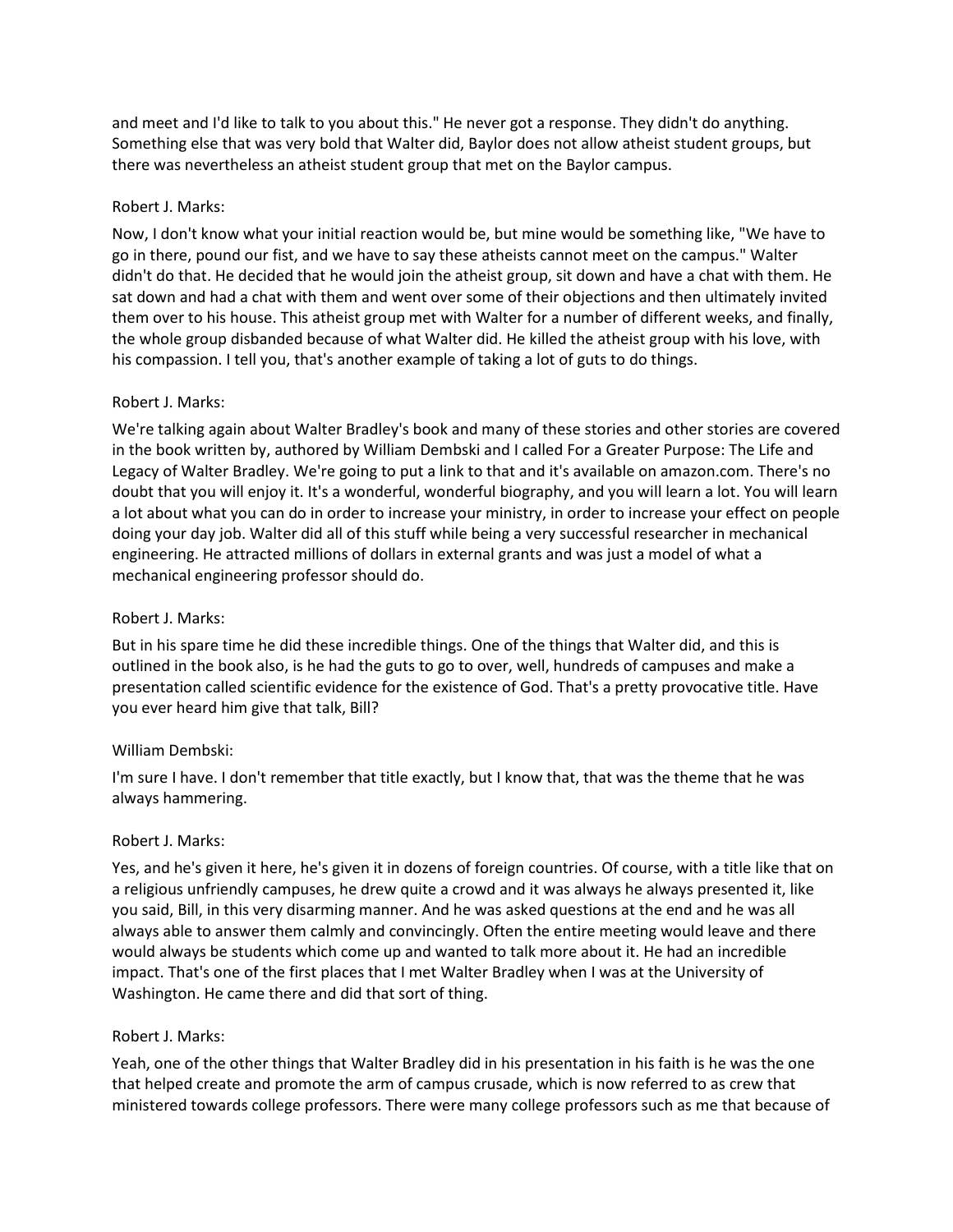and meet and I'd like to talk to you about this." He never got a response. They didn't do anything. Something else that was very bold that Walter did, Baylor does not allow atheist student groups, but there was nevertheless an atheist student group that met on the Baylor campus.

Robert J. Marks:

Now, I don't know what your initial reaction would be, but mine would be something like, "We have to go in there, pound our fist, and we have to say these atheists cannot meet on the campus." Walter didn't do that. He decided that he would join the atheist group, sit down and have a chat with them. He sat down and had a chat with them and went over some of their objections and then ultimately invited them over to his house. This atheist group met with Walter for a number of different weeks, and finally, the whole group disbanded because of what Walter did. He killed the atheist group with his love, with his compassion. I tell you, that's another example of taking a lot of guts to do things.

Robert J. Marks:

We're talking again about Walter Bradley's book and many of these stories and other stories are covered in the book written by, authored by William Dembski and I called For a Greater Purpose: The Life and Legacy of Walter Bradley. We're going to put a link to that and it's available on amazon.com. There's no doubt that you will enjoy it. It's a wonderful, wonderful biography, and you will learn a lot. You will learn a lot about what you can do in order to increase your ministry, in order to increase your effect on people doing your day job. Walter did all of this stuff while being a very successful researcher in mechanical engineering. He attracted millions of dollars in external grants and was just a model of what a mechanical engineering professor should do.

Robert J. Marks:

But in his spare time he did these incredible things. One of the things that Walter did, and this is outlined in the book also, is he had the guts to go to over, well, hundreds of campuses and make a presentation called scientific evidence for the existence of God. That's a pretty provocative title. Have you ever heard him give that talk, Bill?

William Dembski:

I'm sure I have. I don't remember that title exactly, but I know that, that was the theme that he was always hammering.

Robert J. Marks:

Yes, and he's given it here, he's given it in dozens of foreign countries. Of course, with a title like that on a religious unfriendly campuses, he drew quite a crowd and it was always he always presented it, like you said, Bill, in this very disarming manner. And he was asked questions at the end and he was all always able to answer them calmly and convincingly. Often the entire meeting would leave and there would always be students which come up and wanted to talk more about it. He had an incredible impact. That's one of the first places that I met Walter Bradley when I was at the University of Washington. He came there and did that sort of thing.

Robert J. Marks:

Yeah, one of the other things that Walter Bradley did in his presentation in his faith is he was the one that helped create and promote the arm of campus crusade, which is now referred to as crew that ministered towards college professors. There were many college professors such as me that because of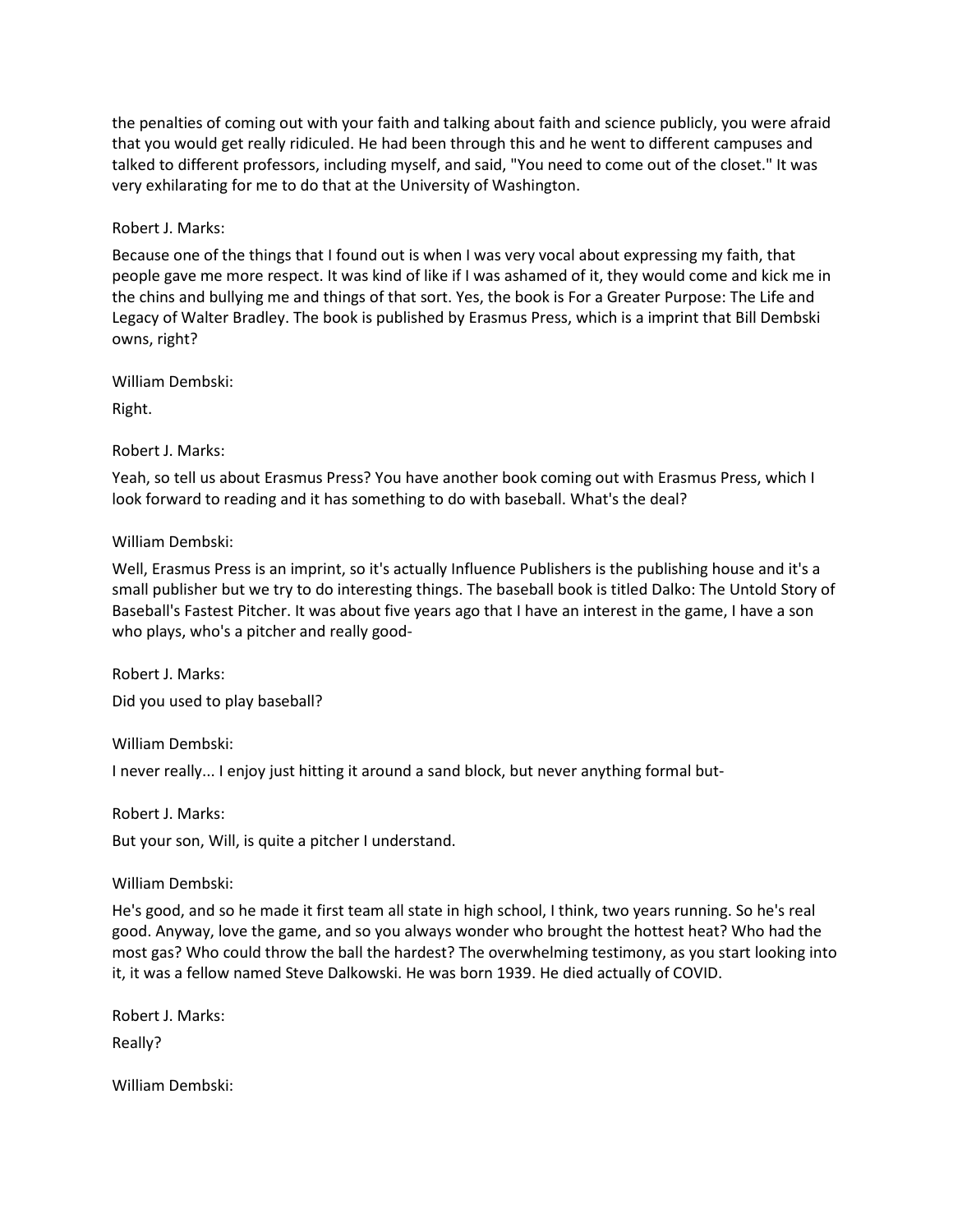the penalties of coming out with your faith and talking about faith and science publicly, you were afraid that you would get really ridiculed. He had been through this and he went to different campuses and talked to different professors, including myself, and said, "You need to come out of the closet." It was very exhilarating for me to do that at the University of Washington.

Robert J. Marks:

Because one of the things that I found out is when I was very vocal about expressing my faith, that people gave me more respect. It was kind of like if I was ashamed of it, they would come and kick me in the chins and bullying me and things of that sort. Yes, the book is For a Greater Purpose: The Life and Legacy of Walter Bradley. The book is published by Erasmus Press, which is a imprint that Bill Dembski owns, right?

William Dembski:

Right.

Robert J. Marks:

Yeah, so tell us about Erasmus Press? You have another book coming out with Erasmus Press, which I look forward to reading and it has something to do with baseball. What's the deal?

William Dembski:

Well, Erasmus Press is an imprint, so it's actually Influence Publishers is the publishing house and it's a small publisher but we try to do interesting things. The baseball book is titled Dalko: The Untold Story of Baseball's Fastest Pitcher. It was about five years ago that I have an interest in the game, I have a son who plays, who's a pitcher and really good-

Robert J. Marks:

Did you used to play baseball?

William Dembski:

I never really... I enjoy just hitting it around a sand block, but never anything formal but-

Robert J. Marks:

But your son, Will, is quite a pitcher I understand.

William Dembski:

He's good, and so he made it first team all state in high school, I think, two years running. So he's real good. Anyway, love the game, and so you always wonder who brought the hottest heat? Who had the most gas? Who could throw the ball the hardest? The overwhelming testimony, as you start looking into it, it was a fellow named Steve Dalkowski. He was born 1939. He died actually of COVID.

Robert J. Marks:

Really?

William Dembski: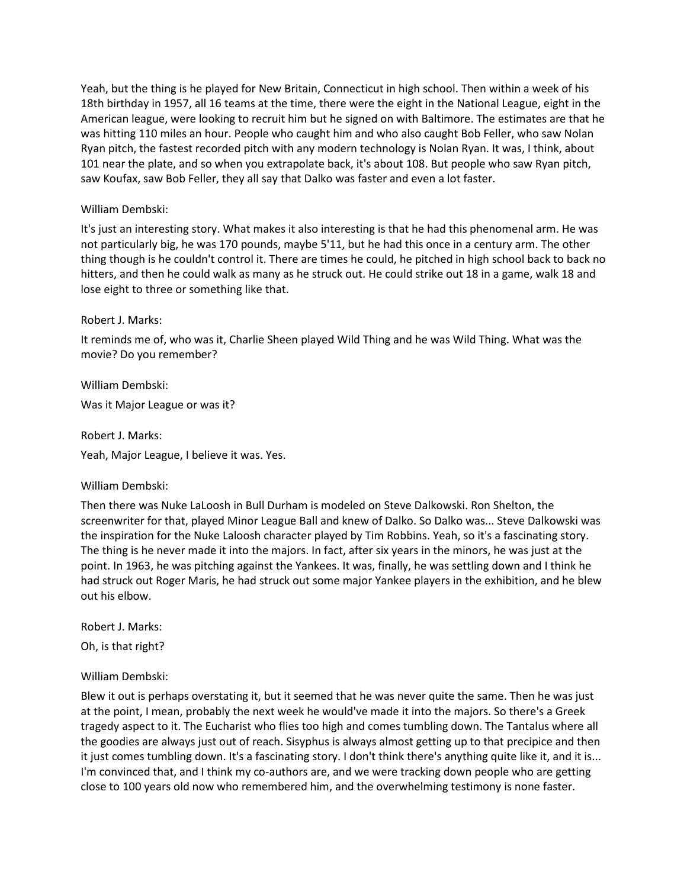Yeah, but the thing is he played for New Britain, Connecticut in high school. Then within a week of his 18th birthday in 1957, all 16 teams at the time, there were the eight in the National League, eight in the American league, were looking to recruit him but he signed on with Baltimore. The estimates are that he was hitting 110 miles an hour. People who caught him and who also caught Bob Feller, who saw Nolan Ryan pitch, the fastest recorded pitch with any modern technology is Nolan Ryan. It was, I think, about 101 near the plate, and so when you extrapolate back, it's about 108. But people who saw Ryan pitch, saw Koufax, saw Bob Feller, they all say that Dalko was faster and even a lot faster.

William Dembski:

It's just an interesting story. What makes it also interesting is that he had this phenomenal arm. He was not particularly big, he was 170 pounds, maybe 5'11, but he had this once in a century arm. The other thing though is he couldn't control it. There are times he could, he pitched in high school back to back no hitters, and then he could walk as many as he struck out. He could strike out 18 in a game, walk 18 and lose eight to three or something like that.

Robert J. Marks:

It reminds me of, who was it, Charlie Sheen played Wild Thing and he was Wild Thing. What was the movie? Do you remember?

William Dembski:

Was it Major League or was it?

Robert J. Marks:

Yeah, Major League, I believe it was. Yes.

William Dembski:

Then there was Nuke LaLoosh in Bull Durham is modeled on Steve Dalkowski. Ron Shelton, the screenwriter for that, played Minor League Ball and knew of Dalko. So Dalko was... Steve Dalkowski was the inspiration for the Nuke Laloosh character played by Tim Robbins. Yeah, so it's a fascinating story. The thing is he never made it into the majors. In fact, after six years in the minors, he was just at the point. In 1963, he was pitching against the Yankees. It was, finally, he was settling down and I think he had struck out Roger Maris, he had struck out some major Yankee players in the exhibition, and he blew out his elbow.

Robert J. Marks:

Oh, is that right?

William Dembski:

Blew it out is perhaps overstating it, but it seemed that he was never quite the same. Then he was just at the point, I mean, probably the next week he would've made it into the majors. So there's a Greek tragedy aspect to it. The Eucharist who flies too high and comes tumbling down. The Tantalus where all the goodies are always just out of reach. Sisyphus is always almost getting up to that precipice and then it just comes tumbling down. It's a fascinating story. I don't think there's anything quite like it, and it is... I'm convinced that, and I think my co-authors are, and we were tracking down people who are getting close to 100 years old now who remembered him, and the overwhelming testimony is none faster.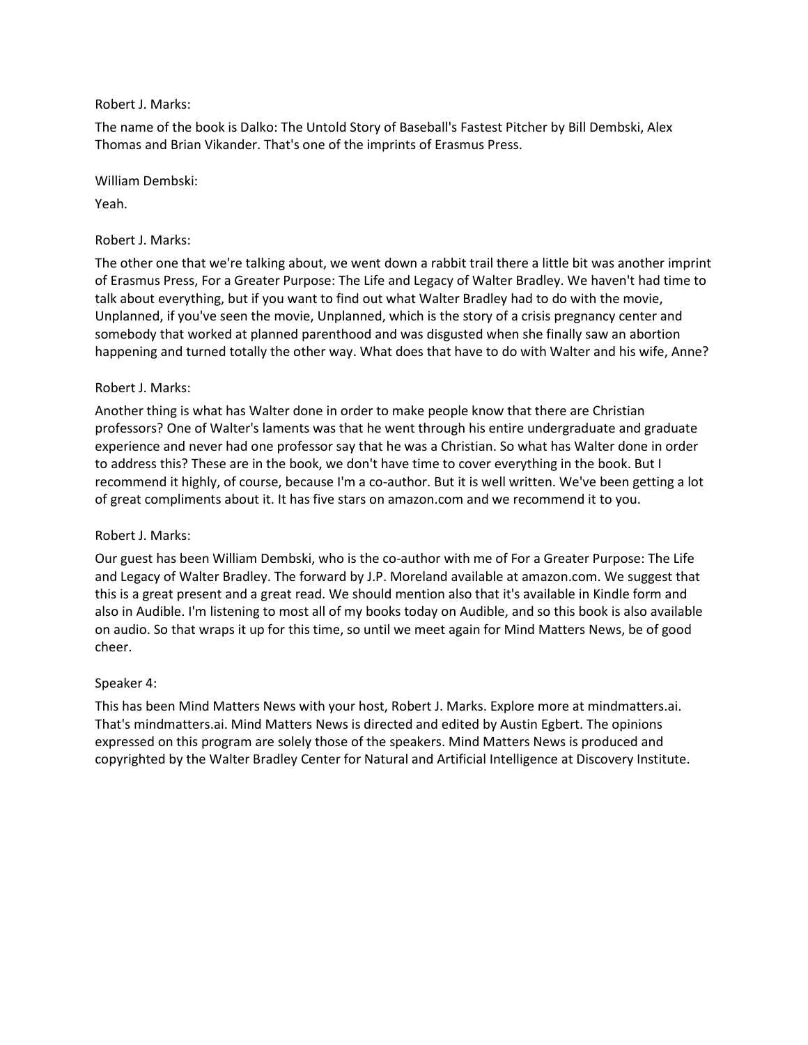Robert J. Marks:

The name of the book is Dalko: The Untold Story of Baseball's Fastest Pitcher by Bill Dembski, Alex Thomas and Brian Vikander. That's one of the imprints of Erasmus Press.

William Dembski:

Yeah.

Robert J. Marks:

The other one that we're talking about, we went down a rabbit trail there a little bit was another imprint of Erasmus Press, For a Greater Purpose: The Life and Legacy of Walter Bradley. We haven't had time to talk about everything, but if you want to find out what Walter Bradley had to do with the movie, Unplanned, if you've seen the movie, Unplanned, which is the story of a crisis pregnancy center and somebody that worked at planned parenthood and was disgusted when she finally saw an abortion happening and turned totally the other way. What does that have to do with Walter and his wife, Anne?

Robert J. Marks:

Another thing is what has Walter done in order to make people know that there are Christian professors? One of Walter's laments was that he went through his entire undergraduate and graduate experience and never had one professor say that he was a Christian. So what has Walter done in order to address this? These are in the book, we don't have time to cover everything in the book. But I recommend it highly, of course, because I'm a co-author. But it is well written. We've been getting a lot of great compliments about it. It has five stars on amazon.com and we recommend it to you.

Robert J. Marks:

Our guest has been William Dembski, who is the co-author with me of For a Greater Purpose: The Life and Legacy of Walter Bradley. The forward by J.P. Moreland available at amazon.com. We suggest that this is a great present and a great read. We should mention also that it's available in Kindle form and also in Audible. I'm listening to most all of my books today on Audible, and so this book is also available on audio. So that wraps it up for this time, so until we meet again for Mind Matters News, be of good cheer.

Speaker 4:

This has been Mind Matters News with your host, Robert J. Marks. Explore more at mindmatters.ai. That's mindmatters.ai. Mind Matters News is directed and edited by Austin Egbert. The opinions expressed on this program are solely those of the speakers. Mind Matters News is produced and copyrighted by the Walter Bradley Center for Natural and Artificial Intelligence at Discovery Institute.